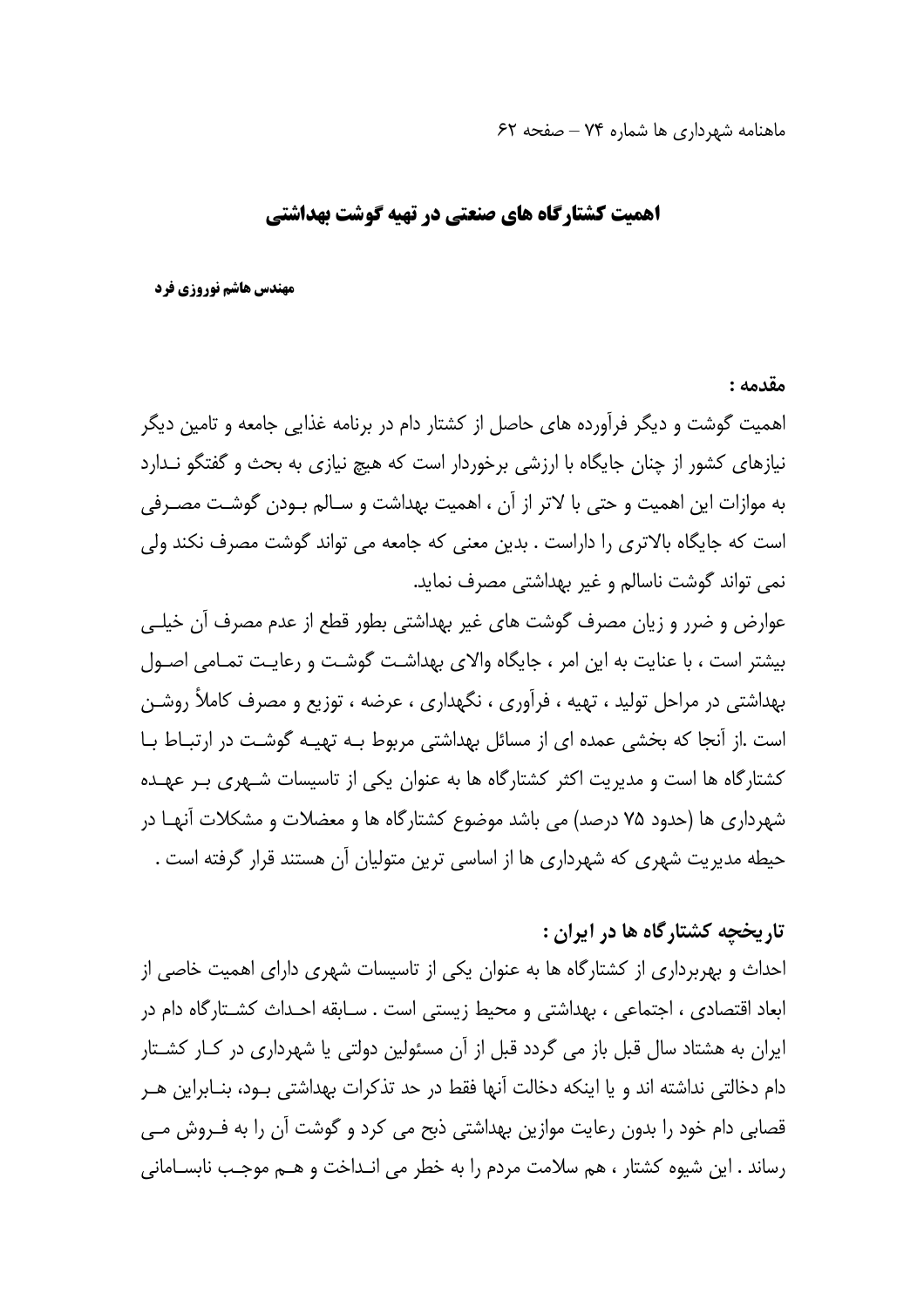# اهمیت کشتارگاه های صنعتی در تهیه گوشت بهداشتی

**مهندس هاشم نوروزی فرد**

**مقدمه :**

اهمیت گوشت و دیگر فرآورده های حاصل از کشتار دام در برنامه غذایی جامعه و تامین دیگر نیازهای کشور از چنان جایگاه با ارزشی برخوردار است که هیچ نیازی به بحث و گفتگو نـدارد به موازات این اهمیت و حتی با لاتر از آن ، اهمیت بهداشت و سـالم بـودن گوشـت مصـرفی است که جایگاه بالاتری را داراست . بدین معنی که جامعه می تواند گوشت مصرف نکند ولی نمی تواند گوشت ناسالم و غیر بهداشتی مصرف نماید.

عوارض و ضرر و زیان مصرف گوشت های غیر بهداشتی بطور قطع از عدم مصرف آن خیلـی بیشتر است ، با عنایت به این امر ، جایگاه والای بهداشـت گوشـت و رعایـت تمـامی اصـول بهداشتی در مراحل تولید ، تهیه ، فرآوری ، نگهداری ، عرضه ، توزیع و مصرف کاملاً روشـن است .از آنجا که بخشی عمده ای از مسائل بهداشتی مربوط بـه تهیـه گوشـت در ارتبـاط بـا کشتارگاه ها است و مدیریت اکثر کشتارگاه ها به عنوان یکی از تاسیسات شـهری بـر عهـده شهرداری ها (حدود ۷۵ درصد) می باشد موضوع کشتارگاه ها و معضلات و مشکلات آنهـا در حیطه مدیریت شهری که شهرداری ها از اساسی ترین متولیان آن هستند قرار گرفته است .

**تاریخچه کشتارگاه ها در ایران :**

احداث و بهربرداری از کشتارگاه ها به عنوان یکی از تاسیسات شهری دارای اهمیت خاصی از ابعاد اقتصادی ، اجتماعی ، بهداشتی و محیط زیستی است . سـابقه احـداث کشـتارگاه دام در ایران به هشتاد سال قبل باز می گردد قبل از آن مسئولین دولتی یا شهرداری در کـار کشـتار دام دخالتی نداشته اند و یا اینکه دخالت آنها فقط در حد تذکرات بهداشتی بـود، بنـابراین هـر قصابی دام خود را بدون رعایت موازین بهداشتی ذبح می کرد و گوشت آن را به فـروش مـی رساند . این شیوه کشتار ، هم سلامت مردم را به خطر می انـداخت و هـم موجـب نابسـامانی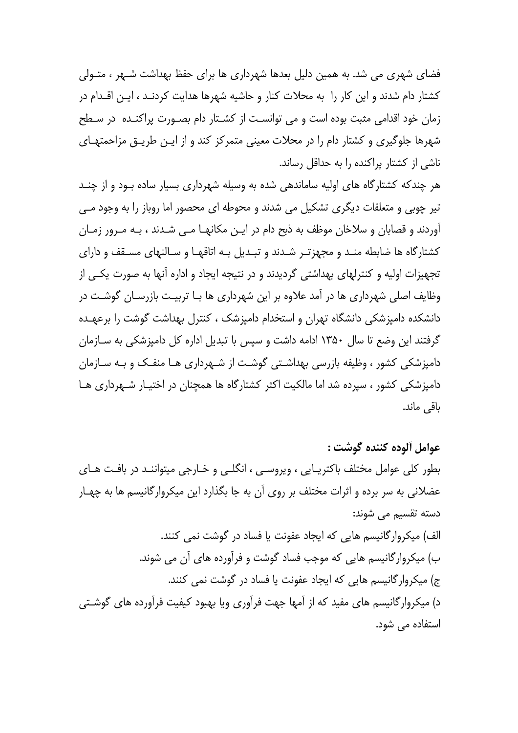فضای شهری می شد. به همین دلیل بعدها شهرداری ها برای حفظ بهداشت شهر ، متولی کشتار دام شدند و این کار را به محلات کنار و حاشیه شهرها هدایت کردند ، این اقدام در زمان خود اقدامی مثبت بوده است و می توانست از کشتار دام بصورت پراکنده در سطح شهرها جلوگیری و کشتار دام را در محلات معینی متمرکز کند و از این طریق مزاحمتهای ناشی از کشتار پراکنده را به حداقل رساند.

هر چندکه کشتارگاه های اولیه ساماندهی شده به وسیله شهرداری بسیار ساده بود و از چند تیر چوبی و متعلقات دیگری تشکیل می شدند و محوطه ای محصور اما روباز را به وجود می آوردند و قصابان و سلاخان موظف به ذبح دام در این مکانها می شدند ، به مرور زمان کشتارگاه ها ضابطه مند و مجهزتر شدند و تبدیل به اتاقها و سالنهای مسقف و دارای تجهیزات اولیه و کنترلهای بهداشتی گردیدند و در نتیجه ایجاد و اداره آنها به صورت یکی از وظایف اصلی شهرداری ها در آمد علاوه بر این شهرداری ها با تربیت بازرسان گوشت در دانشکده دامپزشکی دانشگاه تهران و استخدام دامپزشک ، کنترل بهداشت گوشت را برعهده گرفتند این وضع تا سال ۱۳۵۰ ادامه داشت و سپس با تبدیل اداره کل دامپزشکی به سازمان دامپزشکی کشور ، وظیفه بازرسی بهداشتی گوشت از شهرداری ها منفک و به سازمان دامپزشکی کشور ، سپرده شد اما مالکیت اکثر کشتارگاه ها همچنان در اختیار شهرداری ها باقی ماند.

**عوامل آلوده کننده گوشت :**

بطور کلی عوامل مختلف باکتریایی ، ویروسی ، انگلی و خارجی میتوانند در بافت های عضلانی به سر برده و اثرات مختلف بر روی آن به جا بگذارد این میکروارگانیسم ها به چهار دسته تقسیم می شوند:

الف) میکروارگانیسم هایی که ایجاد عفونت یا فساد در گوشت نمی کنند.

ب) میکروارگانیسم هایی که موجب فساد گوشت و فرآورده های آن می شوند.

ج) میکروارگانیسم هایی که ایجاد عفونت یا فساد در گوشت نمی کنند.

د) میکروارگانیسم های مفید که از آمها جهت فرآوری ویا بهبود کیفیت فرآورده های گوشتی استفاده می شود.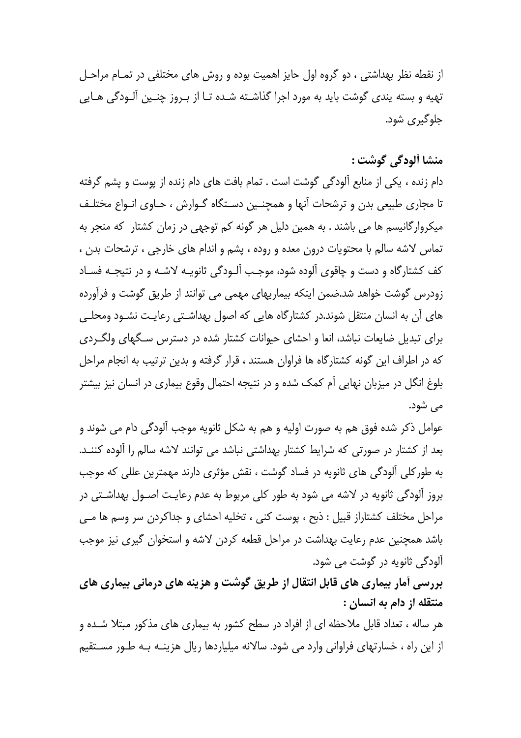از نقطه نظر بهداشتی ، دو گروه اول حایز اهمیت بوده و روش های مختلفی در تمام مراحل تهیه و بسته بندی گوشت باید به مورد اجرا گذاشته شده تا از بروز چنین آلودگی هایی جلوگیری شود.

## منشا آلودگی گوشت :

دام زنده ، یکی از منابع آلودگی گوشت است . تمام بافت های دام زنده از پوست و پشم گرفته تا مجاری طبیعی بدن و ترشحات آنها و همچنین دستگاه گوارش ، حاوی انواع مختلف میکروارگانیسم ها می باشند . به همین دلیل هر گونه کم توجهی در زمان کشتار که منجر به تماس لاشه سالم با محتویات درون معده و روده ، پشم و اندام های خارجی ، ترشحات بدن ، کف کشتارگاه و دست و چاقوی آلوده شود، موجب آلودگی ثانویه لاشه و در نتیجه فساد زودرس گوشت خواهد شد.ضمن اینکه بیماریهای مهمی می توانند از طریق گوشت و فرآورده های آن به انسان منتقل شوند.در کشتارگاه هایی که اصول بهداشتی رعایت نشود ومحلی برای تبدیل ضایعات نباشد، انعا و احشای حیوانات کشتار شده در دسترس سگهای ولگردی که در اطراف این گونه کشتارگاه ها فراوان هستند ، قرار گرفته و بدین ترتیب به انجام مراحل بلوغ انگل در میزبان نهایی آم کمک شده و در نتیجه احتمال وقوع بیماری در انسان نیز بیشتر می شود.

عوامل ذکر شده فوق هم به صورت اولیه و هم به شکل ثانویه موجب آلودگی دام می شوند و بعد از کشتار در صورتی که شرایط کشتار بهداشتی نباشد می توانند لاشه سالم را آلوده کنند. به طورکلی آلودگی های ثانویه در فساد گوشت ، نقش مؤثری دارند مهمترین عللی که موجب بروز آلودگی ثانویه در لاشه می شود به طور کلی مربوط به عدم رعایت اصول بهداشتی در مراحل مختلف کشتاراز قبیل : ذبح ، پوست کنی ، تخلیه احشای و جداکردن سر وسم ها می باشد همچنین عدم رعایت بهداشت در مراحل قطعه کردن لاشه و استخوان گیری نیز موجب آلودگی ثانویه در گوشت می شود.

## بررسی آمار بیماری های قابل انتقال از طریق گوشت و هزینه های درمانی بیماری های منتقله از دام به انسان :

هر ساله ، تعداد قابل ملاحظه ای از افراد در سطح کشور به بیماری های مذکور مبتلا شده و از این راه ، خسارتهای فراوانی وارد می شود. سالانه میلیاردها ریال هزینه به طور مستقیم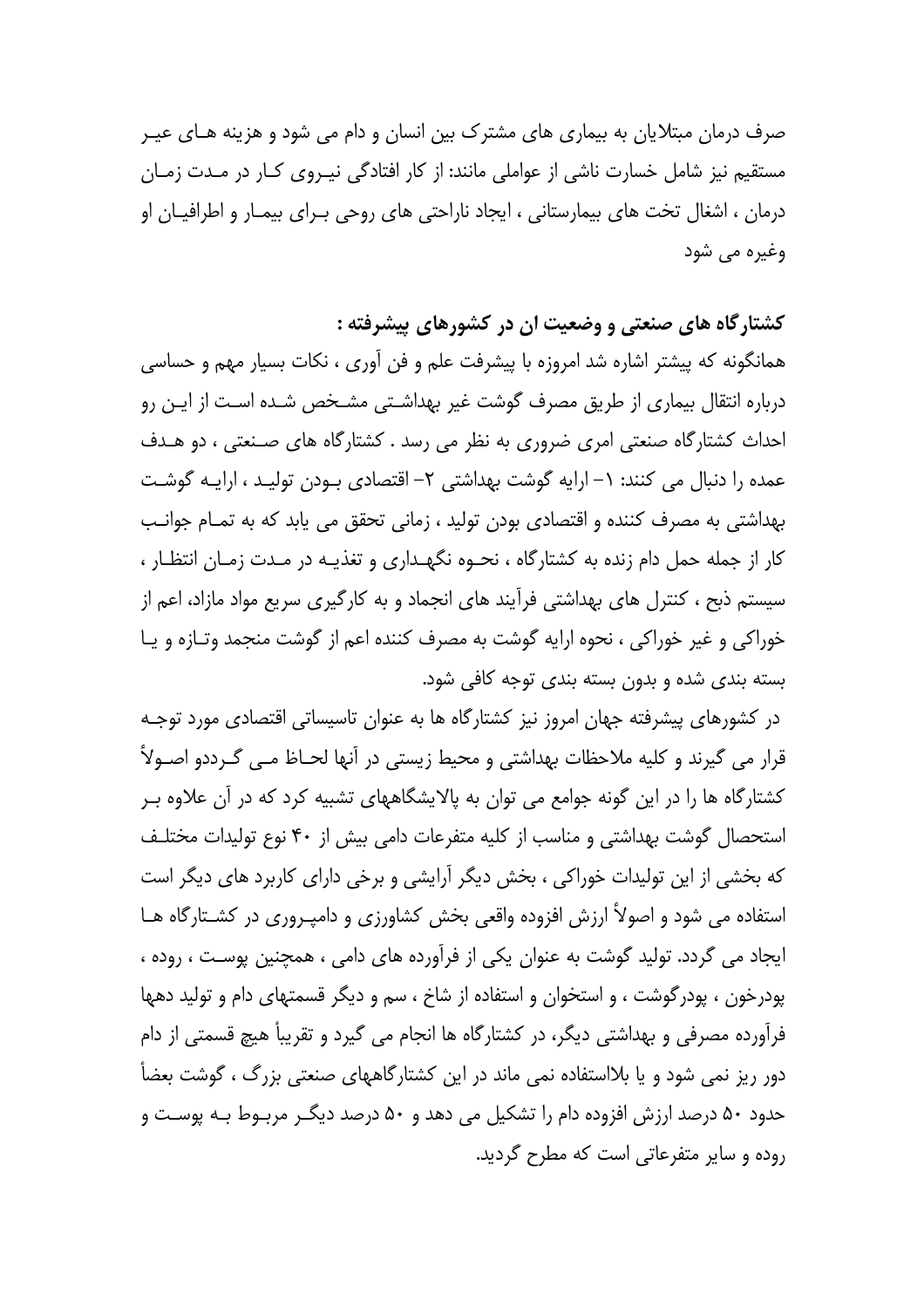صرف درمان مبتلایان به بیماری های مشترک بین انسان و دام می شود و هزینه هـای غیـر مستقیم نیز شامل خسارت ناشی از عواملی مانند: از کار افتادگی نیـروی کـار در مـدت زمـان درمان ، اشغال تخت های بیمارستانی ، ایجاد ناراحتی های روحی بـرای بیمـار و اطرافیـان او وغیره می شود

**کشتارگاه های صنعتی و وضعیت ان در کشورهای پیشرفته :**

همانگونه که پیشتر اشاره شد امروزه با پیشرفت علم و فن آوری ، نکات بسیار مهم و حساسی درباره انتقال بیماری از طریق مصرف گوشت غیر بهداشـتی مشـخص شـده اسـت از ایـن رو احداث کشتارگاه صنعتی امری ضروری به نظر می رسد . کشتارگاه های صـنعتی ، دو هـدف عمده را دنبال می کنند: ۱- ارایه گوشت بهداشتی ۲- اقتصادی بـودن تولیـد ، ارایـه گوشـت بهداشتی به مصرف کننده و اقتصادی بودن تولید ، زمانی تحقق می یابد که به تمـام جوانـب کار از جمله حمل دام زنده به کشتارگاه ، نحـوه نگهـداری و تغذیـه در مـدت زمـان انتظـار ، سیستم ذبح ، کنترل های بهداشتی فرآیند های انجماد و به کارگیری سریع مواد مازاد، اعم از خوراکی و غیر خوراکی ، نحوه ارایه گوشت به مصرف کننده اعم از گوشت منجمد وتـازه و یـا بسته بندی شده و بدون بسته بندی توجه کافی شود.

در کشورهای پیشرفته جهان امروز نیز کشتارگاه ها به عنوان تاسیساتی اقتصادی مورد توجـه قرار می گیرند و کلیه ملاحظات بهداشتی و محیط زیستی در آنها لحـاظ مـی گـرددو اصـولاً کشتارگاه ها را در این گونه جوامع می توان به پالایشگاههای تشبیه کرد که در آن علاوه بـر استحصال گوشت بهداشتی و مناسب از کلیه متفرعات دامی بیش از ۴۰ نوع تولیدات مختلـف که بخشی از این تولیدات خوراکی ، بخش دیگر آرایشی و برخی دارای کاربرد های دیگر است استفاده می شود و اصولاً ارزش افزوده واقعی بخش کشاورزی و دامپـروری در کشـتارگاه هـا ایجاد می گردد. تولید گوشت به عنوان یکی از فرآورده های دامی ، همچنین پوسـت ، روده ، پودرخون ، پودرگوشت ، و استخوان و استفاده از شاخ ، سم و دیگر قسمتهای دام و تولید دهها فرآورده مصرفی و بهداشتی دیگر، در کشتارگاه ها انجام می گیرد و تقریباً هیچ قسمتی از دام دور ریز نمی شود و یا بلااستفاده نمی ماند در این کشتارگاههای صنعتی بزرگ ، گوشت بعضاً حدود ۵۰ درصد ارزش افزوده دام را تشکیل می دهد و ۵۰ درصد دیگـر مربـوط بـه پوسـت و روده و سایر متفرعاتی است که مطرح گردید.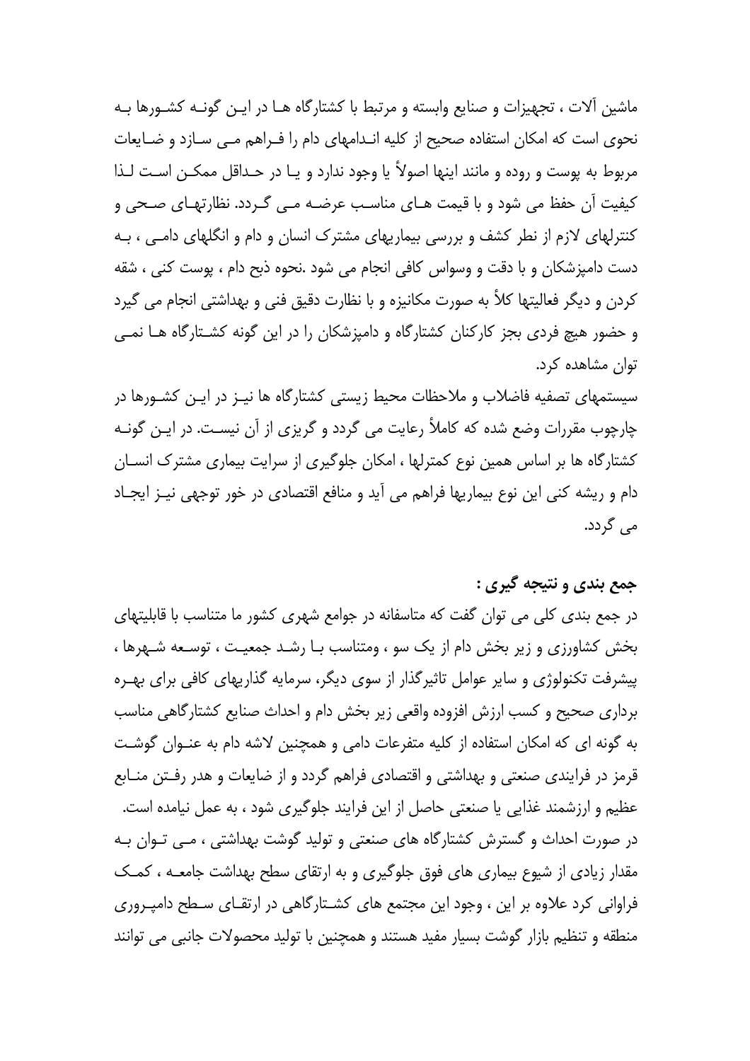ماشین آلات ، تجهیزات و صنایع وابسته و مرتبط با کشتارگاه ها در این گونه کشورها به نحوی است که امکان استفاده صحیح از کلیه اندامهای دام را فراهم می سازد و ضایعات مربوط به پوست و روده و مانند اینها اصولاً یا وجود ندارد و یا در حداقل ممکن است لذا کیفیت آن حفظ می شود و با قیمت های مناسب عرضه می گردد. نظارتهای صحی و کنترلهای لازم از نظر کشف و بررسی بیماریهای مشترک انسان و دام و انگلهای دامی ، به دست دامپزشکان و با دقت و وسواس کافی انجام می شود .نحوه ذبح دام ، پوست کنی ، شقه کردن و دیگر فعالیتها کلاً به صورت مکانیزه و با نظارت دقیق فنی و بهداشتی انجام می گیرد و حضور هیچ فردی بجز کارکنان کشتارگاه و دامپزشکان را در این گونه کشتارگاه ها نمی توان مشاهده کرد.

سیستمهای تصفیه فاضلاب و ملاحظات محیط زیستی کشتارگاه ها نیز در این کشورها در چارچوب مقررات وضع شده که کاملاً رعایت می گردد و گریزی از آن نیست. در این گونه کشتارگاه ها بر اساس همین نوع کمترلها ، امکان جلوگیری از سرایت بیماری مشترک انسان دام و ریشه کنی این نوع بیماریها فراهم می آید و منافع اقتصادی در خور توجهی نیز ایجاد می گردد.

**جمع بندی و نتیجه گیری :**

در جمع بندی کلی می توان گفت که متاسفانه در جوامع شهری کشور ما متناسب با قابلیتهای بخش کشاورزی و زیر بخش دام از یک سو ، ومتناسب با رشد جمعیت ، توسعه شهرها ، پیشرفت تکنولوژی و سایر عوامل تاثیرگذار از سوی دیگر، سرمایه گذاریهای کافی برای بهره برداری صحیح و کسب ارزش افزوده واقعی زیر بخش دام و احداث صنایع کشتارگاهی مناسب به گونه ای که امکان استفاده از کلیه متفرعات دامی و همچنین لاشه دام به عنوان گوشت قرمز در فرایندی صنعتی و بهداشتی و اقتصادی فراهم گردد و از ضایعات و هدر رفتن منابع عظیم و ارزشمند غذایی یا صنعتی حاصل از این فرایند جلوگیری شود ، به عمل نیامده است.

در صورت احداث و گسترش کشتارگاه های صنعتی و تولید گوشت بهداشتی ، می توان به مقدار زیادی از شیوع بیماری های فوق جلوگیری و به ارتقای سطح بهداشت جامعه ، کمک فراوانی کرد علاوه بر این ، وجود این مجتمع های کشتارگاهی در ارتقای سطح دامپروری منطقه و تنظیم بازار گوشت بسیار مفید هستند و همچنین با تولید محصولات جانبی می توانند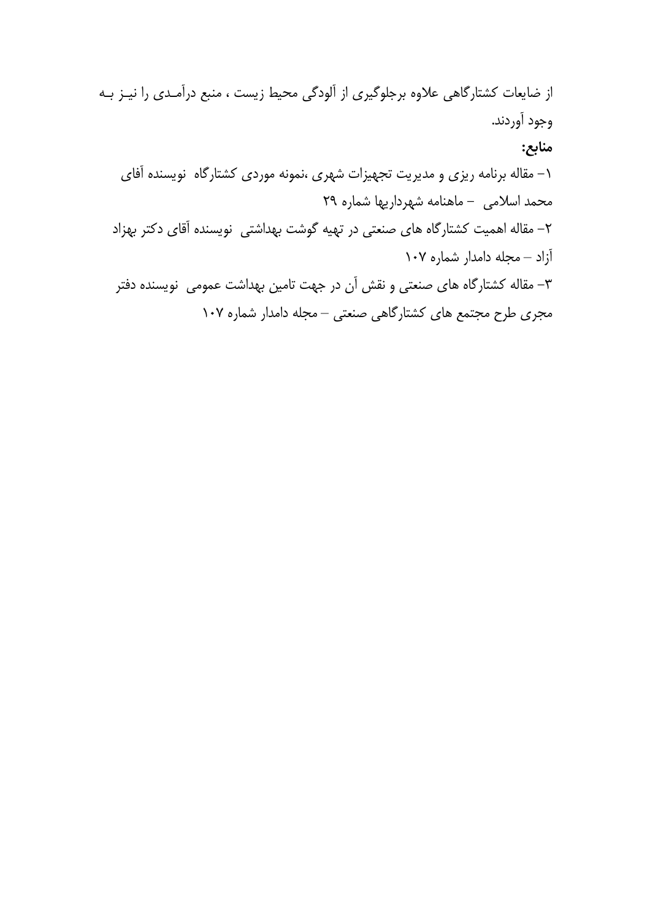از ضایعات کشتارگاهی علاوه برجلوگیری از آلودگی محیط زیست ، منبع درآمـدی را نیـز بـه وجود آوردند.

**منابع:**

۱- مقاله برنامه ریزی و مدیریت تجهیزات شهری ،نمونه موردی کشتارگاه نویسنده آقای محمد اسلامی – ماهنامه شهرداریها شماره ۲۹

۲- مقاله اهمیت کشتارگاه های صنعتی در تهیه گوشت بهداشتی نویسنده آقای دکتر بهزاد آزاد – مجله دامدار شماره ۱۰۷

۳- مقاله کشتارگاه های صنعتی و نقش آن در جهت تامین بهداشت عمومی نویسنده دفتر مجری طرح مجتمع های کشتارگاهی صنعتی – مجله دامدار شماره ۱۰۷